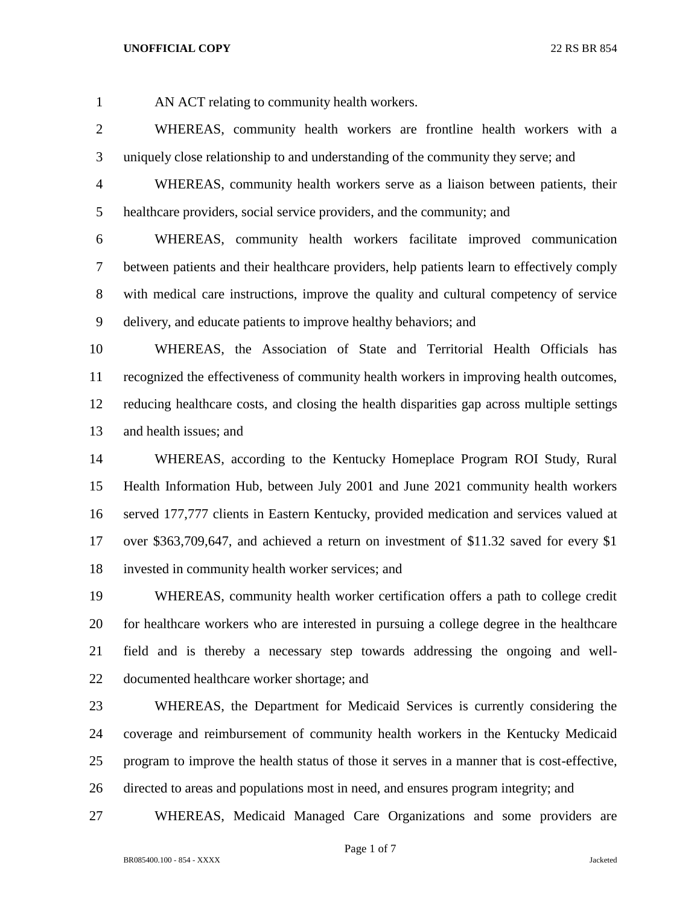AN ACT relating to community health workers.

WHEREAS, community health workers are frontline health workers with a uniquely close relationship to and understanding of the community they serve; and

WHEREAS, community health workers serve as a liaison between patients, their healthcare providers, social service providers, and the community; and

WHEREAS, community health workers facilitate improved communication between patients and their healthcare providers, help patients learn to effectively comply with medical care instructions, improve the quality and cultural competency of service delivery, and educate patients to improve healthy behaviors; and

WHEREAS, the Association of State and Territorial Health Officials has recognized the effectiveness of community health workers in improving health outcomes, reducing healthcare costs, and closing the health disparities gap across multiple settings and health issues; and

WHEREAS, according to the Kentucky Homeplace Program ROI Study, Rural Health Information Hub, between July 2001 and June 2021 community health workers served 177,777 clients in Eastern Kentucky, provided medication and services valued at over $363,709,647, and achieved a return on investment of $11.32 saved for every $1 invested in community health worker services; and

WHEREAS, community health worker certification offers a path to college credit for healthcare workers who are interested in pursuing a college degree in the healthcare field and is thereby a necessary step towards addressing the ongoing and well-documented healthcare worker shortage; and

WHEREAS, the Department for Medicaid Services is currently considering the coverage and reimbursement of community health workers in the Kentucky Medicaid program to improve the health status of those it serves in a manner that is cost-effective, directed to areas and populations most in need, and ensures program integrity; and

WHEREAS, Medicaid Managed Care Organizations and some providers are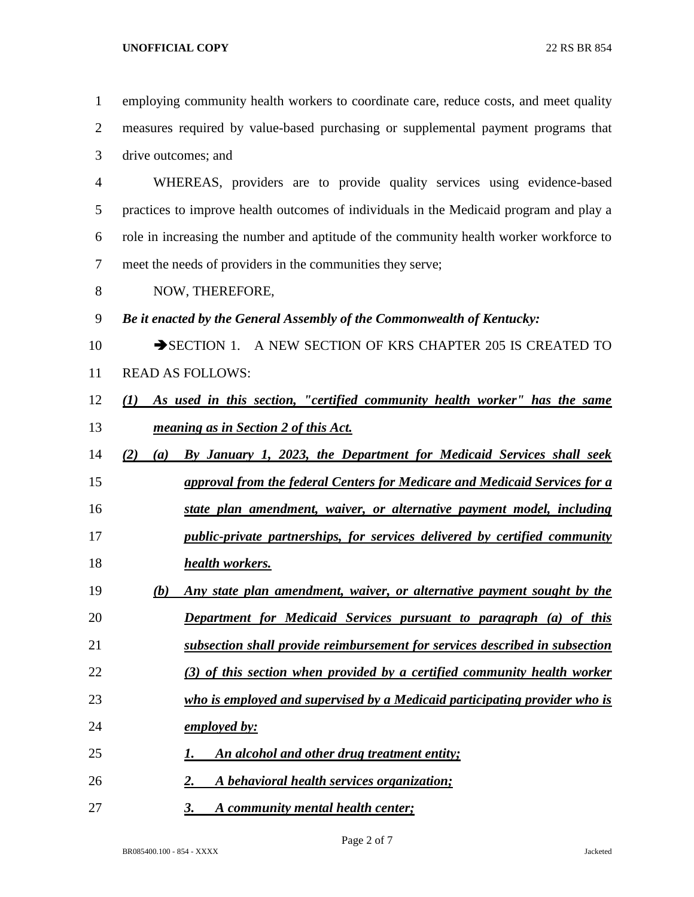employing community health workers to coordinate care, reduce costs, and meet quality measures required by value-based purchasing or supplemental payment programs that drive outcomes; and

WHEREAS, providers are to provide quality services using evidence-based practices to improve health outcomes of individuals in the Medicaid program and play a role in increasing the number and aptitude of the community health worker workforce to meet the needs of providers in the communities they serve;

NOW, THEREFORE,

***Be it enacted by the General Assembly of the Commonwealth of Kentucky:***

➔SECTION 1. A NEW SECTION OF KRS CHAPTER 205 IS CREATED TO READ AS FOLLOWS:

***(1) As used in this section, "certified community health worker" has the same meaning as in Section 2 of this Act.***

***(2) (a) By January 1, 2023, the Department for Medicaid Services shall seek approval from the federal Centers for Medicare and Medicaid Services for a state plan amendment, waiver, or alternative payment model, including public-private partnerships, for services delivered by certified community health workers.***

***(b) Any state plan amendment, waiver, or alternative payment sought by the Department for Medicaid Services pursuant to paragraph (a) of this subsection shall provide reimbursement for services described in subsection (3) of this section when provided by a certified community health worker who is employed and supervised by a Medicaid participating provider who is employed by:***

***1. An alcohol and other drug treatment entity;***

***2. A behavioral health services organization;***

***3. A community mental health center;***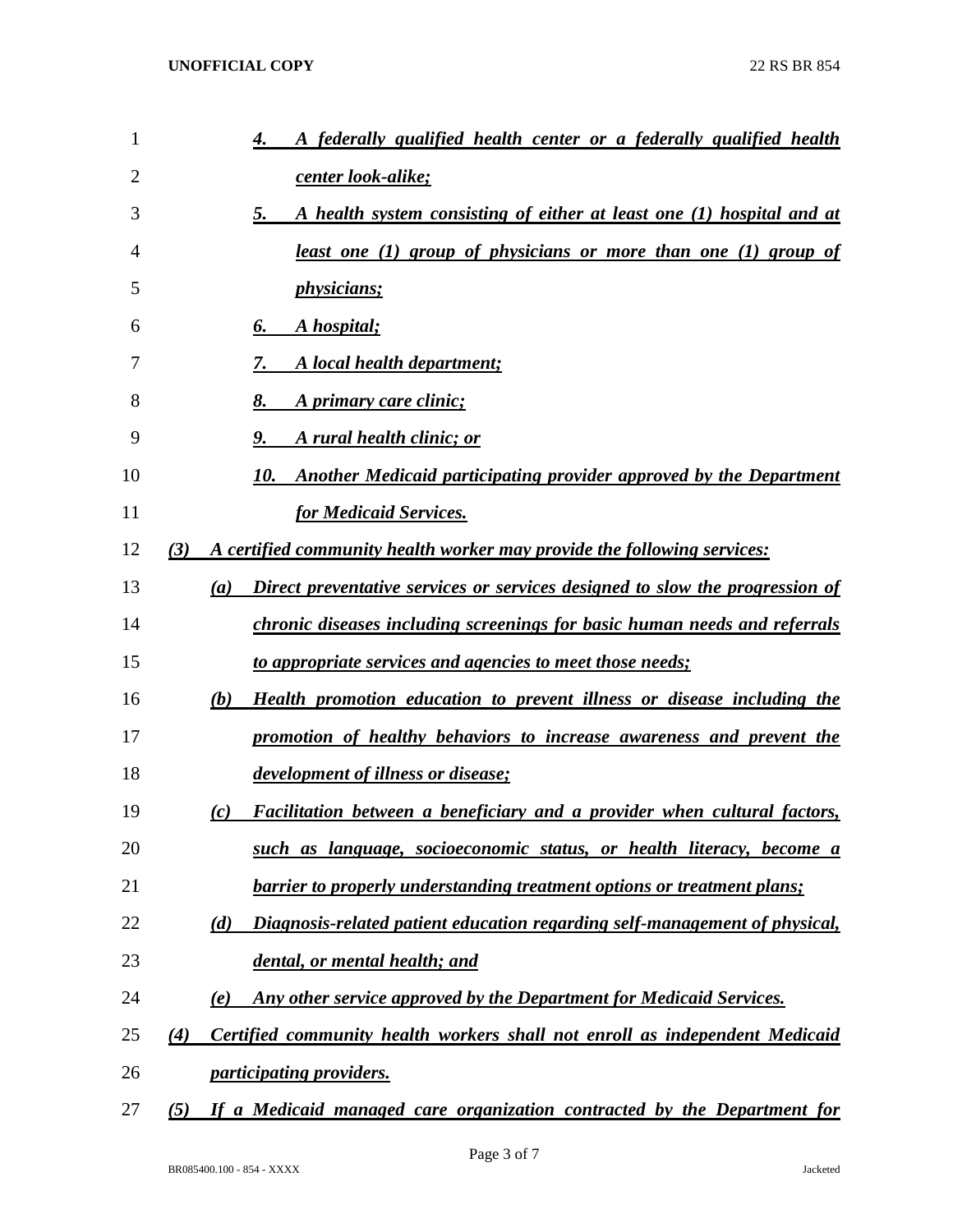4. *A federally qualified health center or a federally qualified health center look-alike;*

5. *A health system consisting of either at least one (1) hospital and at least one (1) group of physicians or more than one (1) group of physicians;*

6. *A hospital;*

7. *A local health department;*

8. *A primary care clinic;*

9. *A rural health clinic; or*

10. *Another Medicaid participating provider approved by the Department for Medicaid Services.*

*(3) A certified community health worker may provide the following services:*

*(a) Direct preventative services or services designed to slow the progression of chronic diseases including screenings for basic human needs and referrals to appropriate services and agencies to meet those needs;*

*(b) Health promotion education to prevent illness or disease including the promotion of healthy behaviors to increase awareness and prevent the development of illness or disease;*

*(c) Facilitation between a beneficiary and a provider when cultural factors, such as language, socioeconomic status, or health literacy, become a barrier to properly understanding treatment options or treatment plans;*

*(d) Diagnosis-related patient education regarding self-management of physical, dental, or mental health; and*

*(e) Any other service approved by the Department for Medicaid Services.*

*(4) Certified community health workers shall not enroll as independent Medicaid participating providers.*

*(5) If a Medicaid managed care organization contracted by the Department for*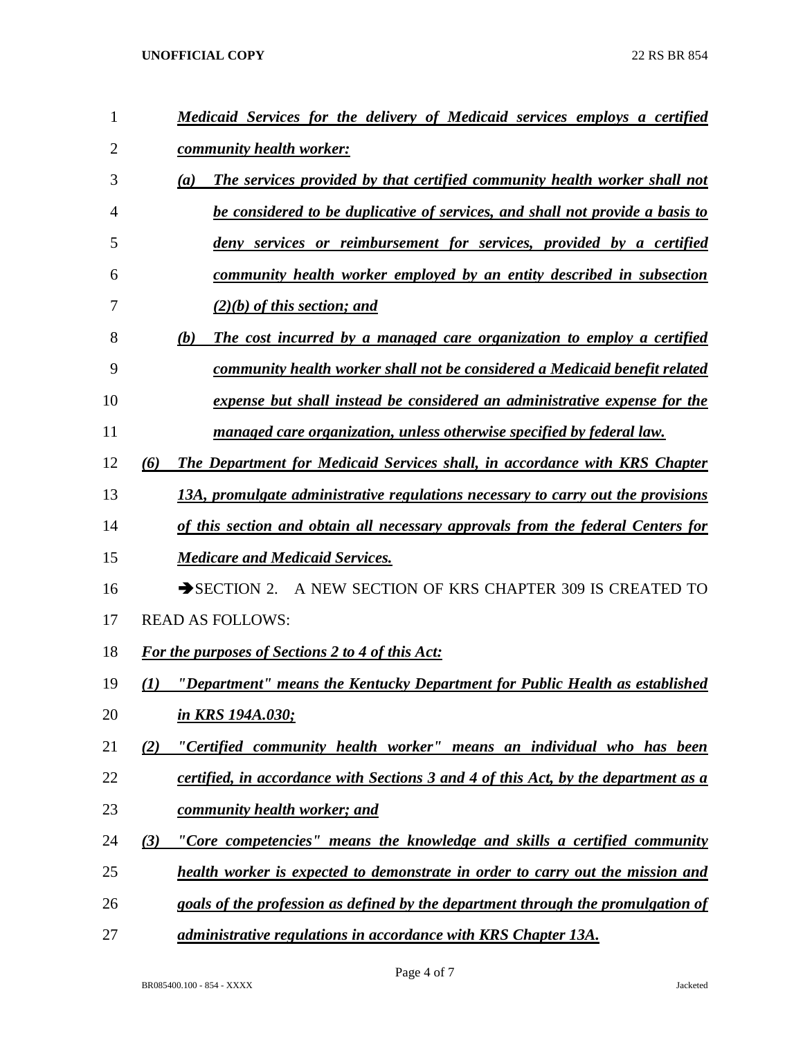*Medicaid Services for the delivery of Medicaid services employs a certified community health worker:*

*(a) The services provided by that certified community health worker shall not be considered to be duplicative of services, and shall not provide a basis to deny services or reimbursement for services, provided by a certified community health worker employed by an entity described in subsection (2)(b) of this section; and*

*(b) The cost incurred by a managed care organization to employ a certified community health worker shall not be considered a Medicaid benefit related expense but shall instead be considered an administrative expense for the managed care organization, unless otherwise specified by federal law.*

*(6) The Department for Medicaid Services shall, in accordance with KRS Chapter 13A, promulgate administrative regulations necessary to carry out the provisions of this section and obtain all necessary approvals from the federal Centers for Medicare and Medicaid Services.*

➔SECTION 2. A NEW SECTION OF KRS CHAPTER 309 IS CREATED TO READ AS FOLLOWS:

*For the purposes of Sections 2 to 4 of this Act:*

*(1) "Department" means the Kentucky Department for Public Health as established in KRS 194A.030;*

*(2) "Certified community health worker" means an individual who has been certified, in accordance with Sections 3 and 4 of this Act, by the department as a community health worker; and*

*(3) "Core competencies" means the knowledge and skills a certified community health worker is expected to demonstrate in order to carry out the mission and goals of the profession as defined by the department through the promulgation of administrative regulations in accordance with KRS Chapter 13A.*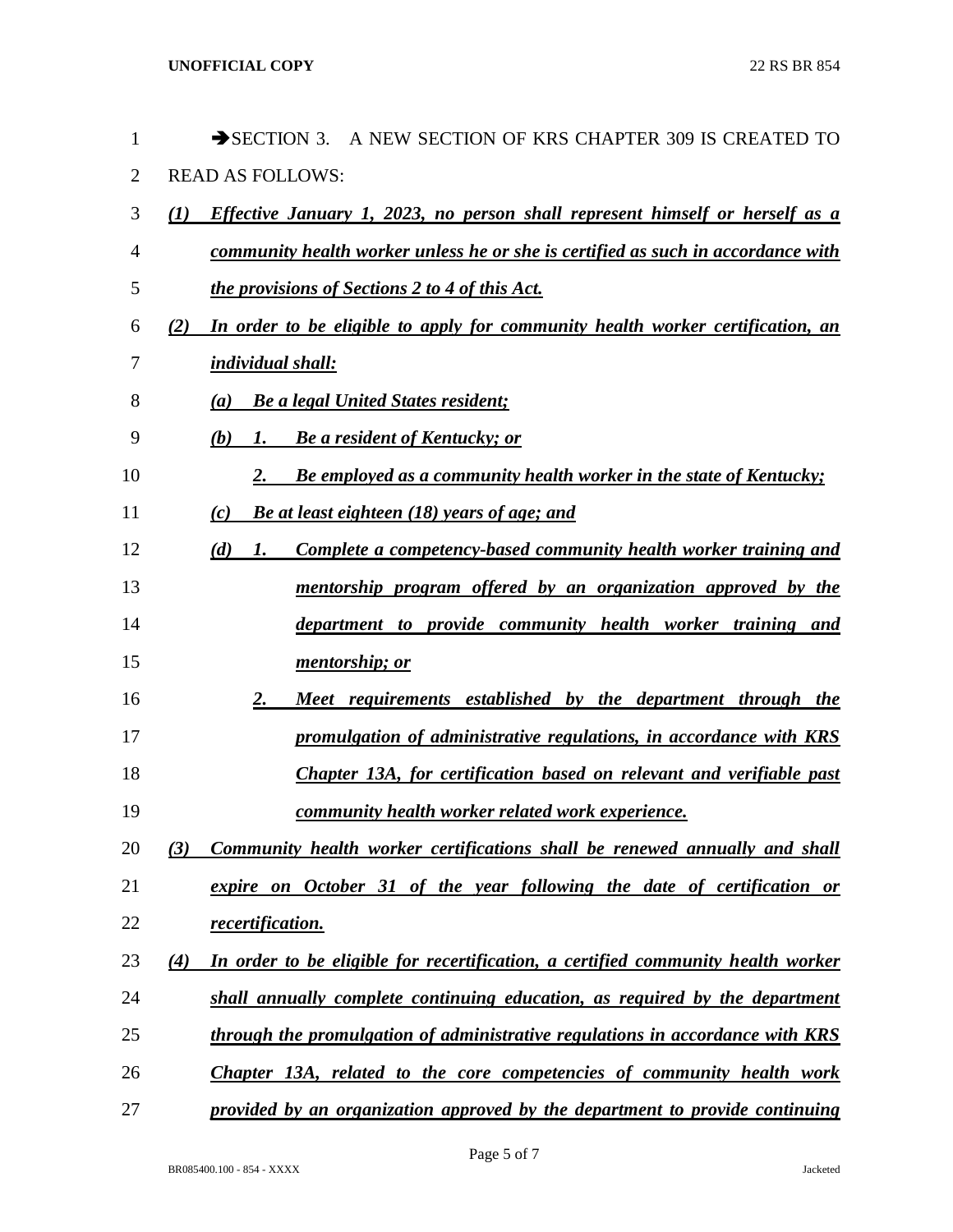➔SECTION 3. A NEW SECTION OF KRS CHAPTER 309 IS CREATED TO READ AS FOLLOWS:

***(1) Effective January 1, 2023, no person shall represent himself or herself as a community health worker unless he or she is certified as such in accordance with the provisions of Sections 2 to 4 of this Act.***

***(2) In order to be eligible to apply for community health worker certification, an individual shall:***

***(a) Be a legal United States resident;***

***(b) 1. Be a resident of Kentucky; or***

***2. Be employed as a community health worker in the state of Kentucky;***

***(c) Be at least eighteen (18) years of age; and***

***(d) 1. Complete a competency-based community health worker training and mentorship program offered by an organization approved by the department to provide community health worker training and mentorship; or***

***2. Meet requirements established by the department through the promulgation of administrative regulations, in accordance with KRS Chapter 13A, for certification based on relevant and verifiable past community health worker related work experience.***

***(3) Community health worker certifications shall be renewed annually and shall expire on October 31 of the year following the date of certification or recertification.***

***(4) In order to be eligible for recertification, a certified community health worker shall annually complete continuing education, as required by the department through the promulgation of administrative regulations in accordance with KRS Chapter 13A, related to the core competencies of community health work provided by an organization approved by the department to provide continuing***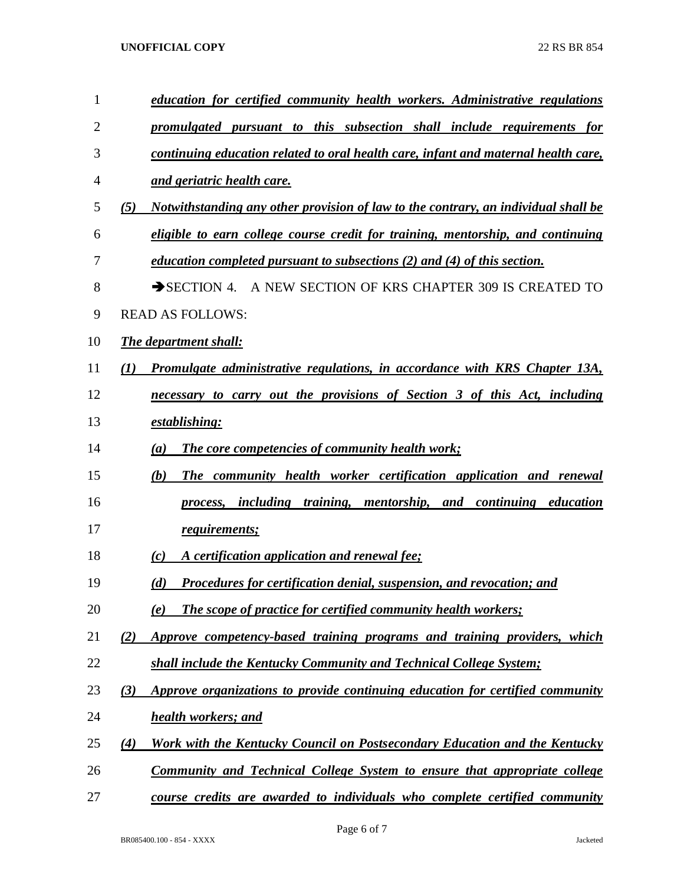***education for certified community health workers. Administrative regulations promulgated pursuant to this subsection shall include requirements for continuing education related to oral health care, infant and maternal health care, and geriatric health care.***

***(5) Notwithstanding any other provision of law to the contrary, an individual shall be eligible to earn college course credit for training, mentorship, and continuing education completed pursuant to subsections (2) and (4) of this section.***

➔SECTION 4. A NEW SECTION OF KRS CHAPTER 309 IS CREATED TO READ AS FOLLOWS:

***The department shall:***

***(1) Promulgate administrative regulations, in accordance with KRS Chapter 13A, necessary to carry out the provisions of Section 3 of this Act, including establishing:***

- ***(a) The core competencies of community health work;***
- ***(b) The community health worker certification application and renewal process, including training, mentorship, and continuing education requirements;***
- ***(c) A certification application and renewal fee;***
- ***(d) Procedures for certification denial, suspension, and revocation; and***
- ***(e) The scope of practice for certified community health workers;***

***(2) Approve competency-based training programs and training providers, which shall include the Kentucky Community and Technical College System;***

***(3) Approve organizations to provide continuing education for certified community health workers; and***

***(4) Work with the Kentucky Council on Postsecondary Education and the Kentucky Community and Technical College System to ensure that appropriate college course credits are awarded to individuals who complete certified community***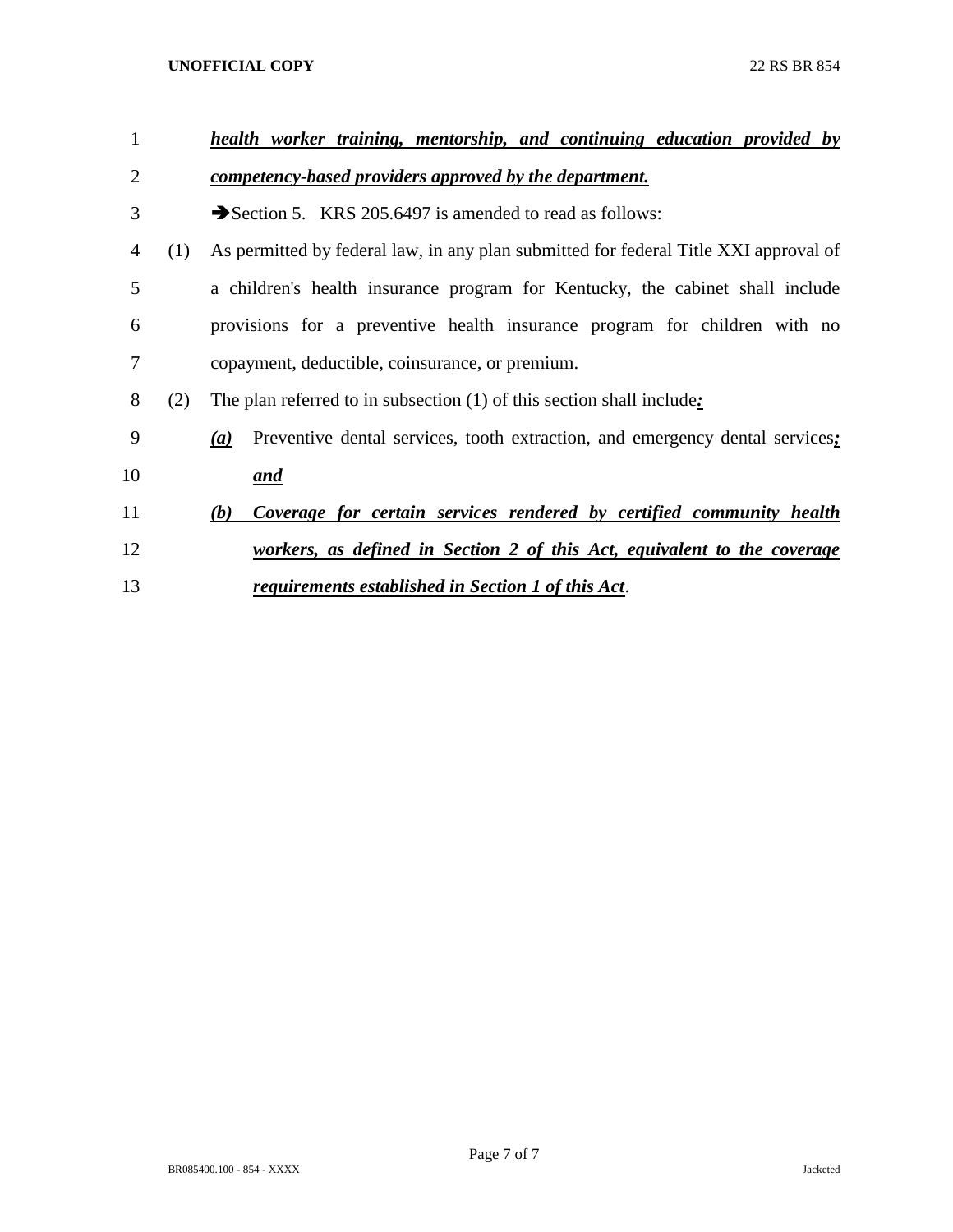***health worker training, mentorship, and continuing education provided by competency-based providers approved by the department.***

➔Section 5. KRS 205.6497 is amended to read as follows:

(1) As permitted by federal law, in any plan submitted for federal Title XXI approval of a children's health insurance program for Kentucky, the cabinet shall include provisions for a preventive health insurance program for children with no copayment, deductible, coinsurance, or premium.

(2) The plan referred to in subsection (1) of this section shall include***:***

***(a)*** Preventive dental services, tooth extraction, and emergency dental services***; and***

***(b) Coverage for certain services rendered by certified community health workers, as defined in Section 2 of this Act, equivalent to the coverage requirements established in Section 1 of this Act***.